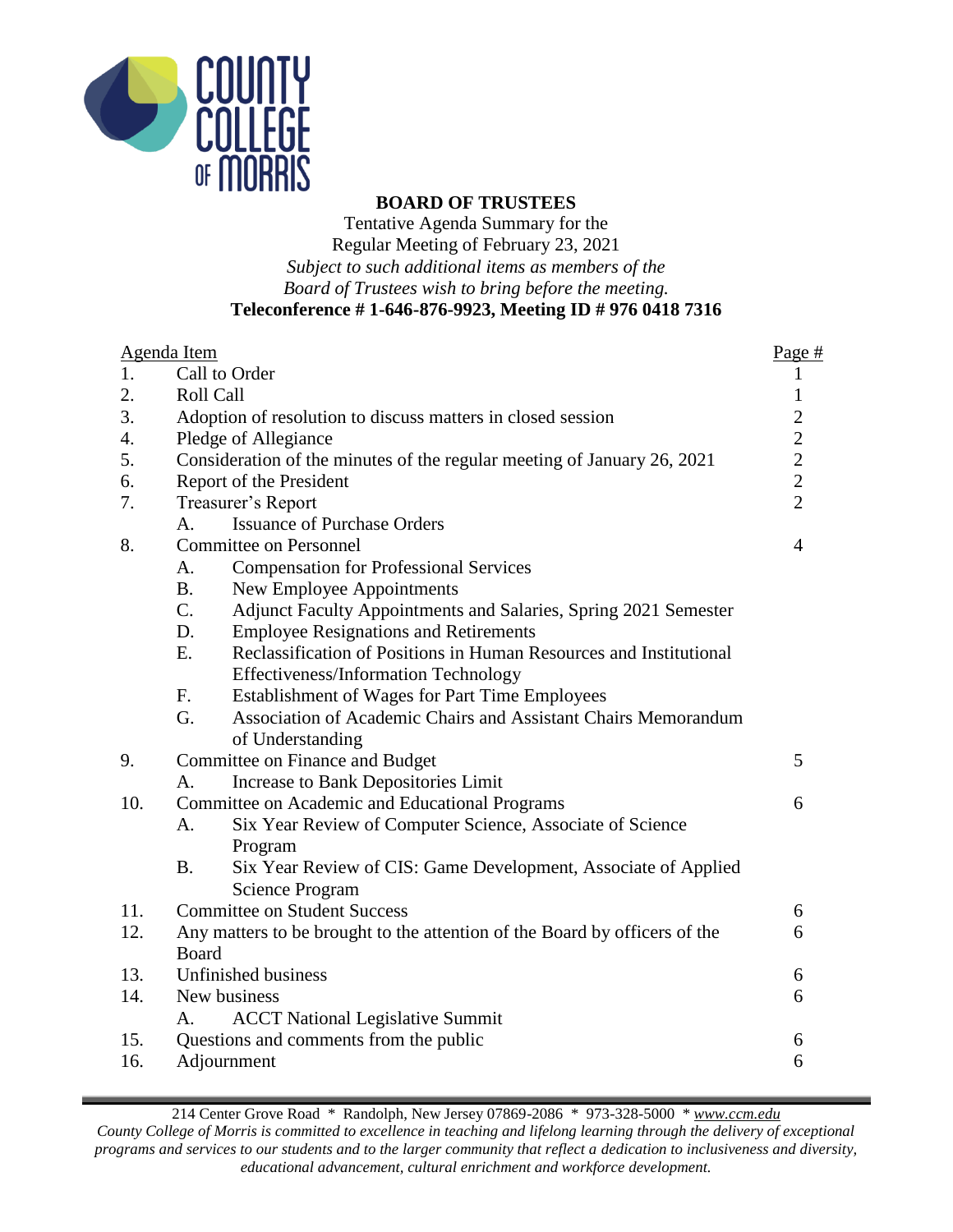# BOARD OF TRUSTEES

Tentative Agenda Summary for the
Regular Meeting of February 23, 2021
*Subject to such additional items as members of the Board of Trustees wish to bring before the meeting.*
**Teleconference # 1-646-876-9923, Meeting ID # 976 0418 7316**

| Agenda Item | | Page # |
|---|---|---|
| 1. | Call to Order | 1 |
| 2. | Roll Call | 1 |
| 3. | Adoption of resolution to discuss matters in closed session | 2 |
| 4. | Pledge of Allegiance | 2 |
| 5. | Consideration of the minutes of the regular meeting of January 26, 2021 | 2 |
| 6. | Report of the President | 2 |
| 7. | Treasurer's Report | 2 |
| | A. Issuance of Purchase Orders | |
| 8. | Committee on Personnel | 4 |
| | A. Compensation for Professional Services | |
| | B. New Employee Appointments | |
| | C. Adjunct Faculty Appointments and Salaries, Spring 2021 Semester | |
| | D. Employee Resignations and Retirements | |
| | E. Reclassification of Positions in Human Resources and Institutional Effectiveness/Information Technology | |
| | F. Establishment of Wages for Part Time Employees | |
| | G. Association of Academic Chairs and Assistant Chairs Memorandum of Understanding | |
| 9. | Committee on Finance and Budget | 5 |
| | A. Increase to Bank Depositories Limit | |
| 10. | Committee on Academic and Educational Programs | 6 |
| | A. Six Year Review of Computer Science, Associate of Science Program | |
| | B. Six Year Review of CIS: Game Development, Associate of Applied Science Program | |
| 11. | Committee on Student Success | 6 |
| 12. | Any matters to be brought to the attention of the Board by officers of the Board | 6 |
| 13. | Unfinished business | 6 |
| 14. | New business | 6 |
| | A. ACCT National Legislative Summit | |
| 15. | Questions and comments from the public | 6 |
| 16. | Adjournment | 6 |

214 Center Grove Road * Randolph, New Jersey 07869-2086 * 973-328-5000 * *www.ccm.edu*
*County College of Morris is committed to excellence in teaching and lifelong learning through the delivery of exceptional programs and services to our students and to the larger community that reflect a dedication to inclusiveness and diversity, educational advancement, cultural enrichment and workforce development.*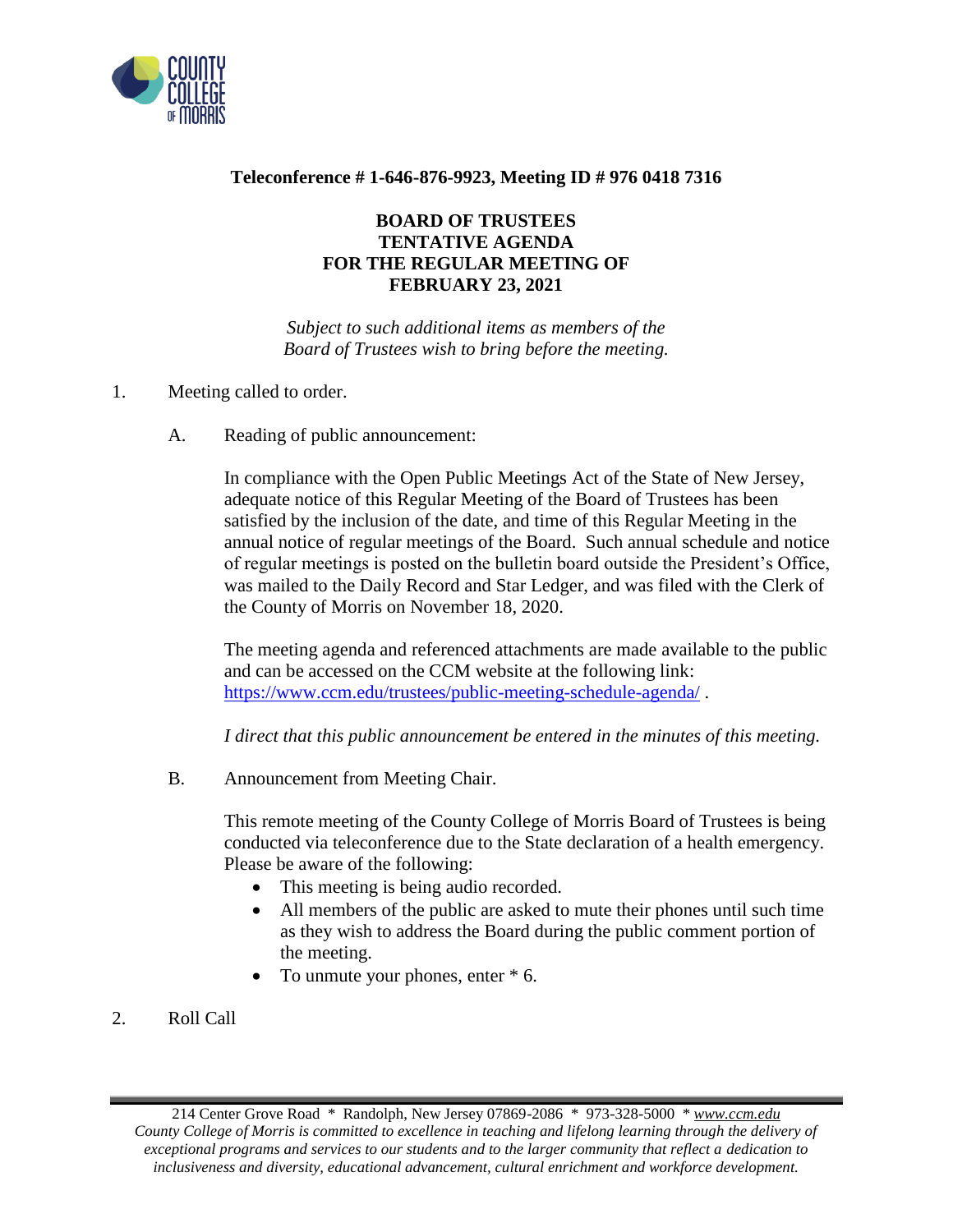**Teleconference # 1-646-876-9923, Meeting ID # 976 0418 7316**

**BOARD OF TRUSTEES**
**TENTATIVE AGENDA**
**FOR THE REGULAR MEETING OF**
**FEBRUARY 23, 2021**

*Subject to such additional items as members of the Board of Trustees wish to bring before the meeting.*

1. Meeting called to order.

   A. Reading of public announcement:

   In compliance with the Open Public Meetings Act of the State of New Jersey, adequate notice of this Regular Meeting of the Board of Trustees has been satisfied by the inclusion of the date, and time of this Regular Meeting in the annual notice of regular meetings of the Board. Such annual schedule and notice of regular meetings is posted on the bulletin board outside the President's Office, was mailed to the Daily Record and Star Ledger, and was filed with the Clerk of the County of Morris on November 18, 2020.

   The meeting agenda and referenced attachments are made available to the public and can be accessed on the CCM website at the following link: https://www.ccm.edu/trustees/public-meeting-schedule-agenda/ .

   *I direct that this public announcement be entered in the minutes of this meeting.*

   B. Announcement from Meeting Chair.

   This remote meeting of the County College of Morris Board of Trustees is being conducted via teleconference due to the State declaration of a health emergency. Please be aware of the following:

   - This meeting is being audio recorded.
   - All members of the public are asked to mute their phones until such time as they wish to address the Board during the public comment portion of the meeting.
   - To unmute your phones, enter * 6.

2. Roll Call

214 Center Grove Road * Randolph, New Jersey 07869-2086 * 973-328-5000 * www.ccm.edu
*County College of Morris is committed to excellence in teaching and lifelong learning through the delivery of exceptional programs and services to our students and to the larger community that reflect a dedication to inclusiveness and diversity, educational advancement, cultural enrichment and workforce development.*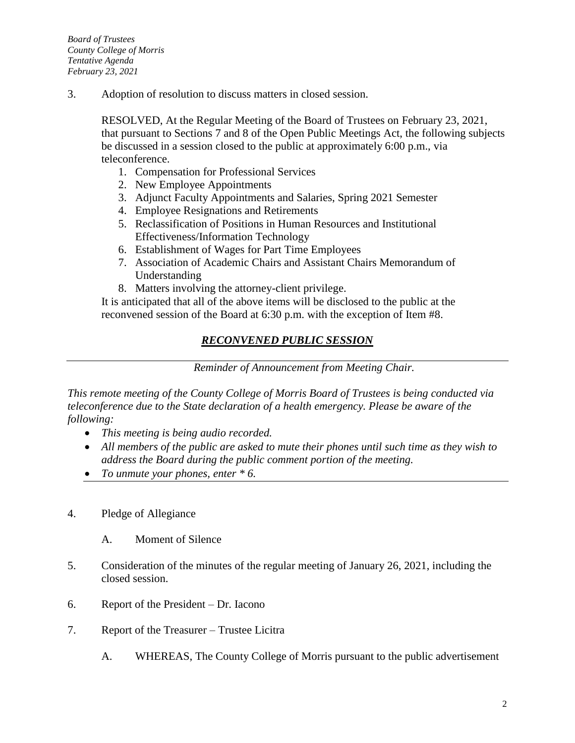3. Adoption of resolution to discuss matters in closed session.

   RESOLVED, At the Regular Meeting of the Board of Trustees on February 23, 2021, that pursuant to Sections 7 and 8 of the Open Public Meetings Act, the following subjects be discussed in a session closed to the public at approximately 6:00 p.m., via teleconference.

   1. Compensation for Professional Services
   2. New Employee Appointments
   3. Adjunct Faculty Appointments and Salaries, Spring 2021 Semester
   4. Employee Resignations and Retirements
   5. Reclassification of Positions in Human Resources and Institutional Effectiveness/Information Technology
   6. Establishment of Wages for Part Time Employees
   7. Association of Academic Chairs and Assistant Chairs Memorandum of Understanding
   8. Matters involving the attorney-client privilege.

   It is anticipated that all of the above items will be disclosed to the public at the reconvened session of the Board at 6:30 p.m. with the exception of Item #8.

## ***RECONVENED PUBLIC SESSION***

---

*Reminder of Announcement from Meeting Chair.*

*This remote meeting of the County College of Morris Board of Trustees is being conducted via teleconference due to the State declaration of a health emergency. Please be aware of the following:*

- *This meeting is being audio recorded.*
- *All members of the public are asked to mute their phones until such time as they wish to address the Board during the public comment portion of the meeting.*
- *To unmute your phones, enter * 6.*

---

4. Pledge of Allegiance

   A. Moment of Silence

5. Consideration of the minutes of the regular meeting of January 26, 2021, including the closed session.

6. Report of the President – Dr. Iacono

7. Report of the Treasurer – Trustee Licitra

   A. WHEREAS, The County College of Morris pursuant to the public advertisement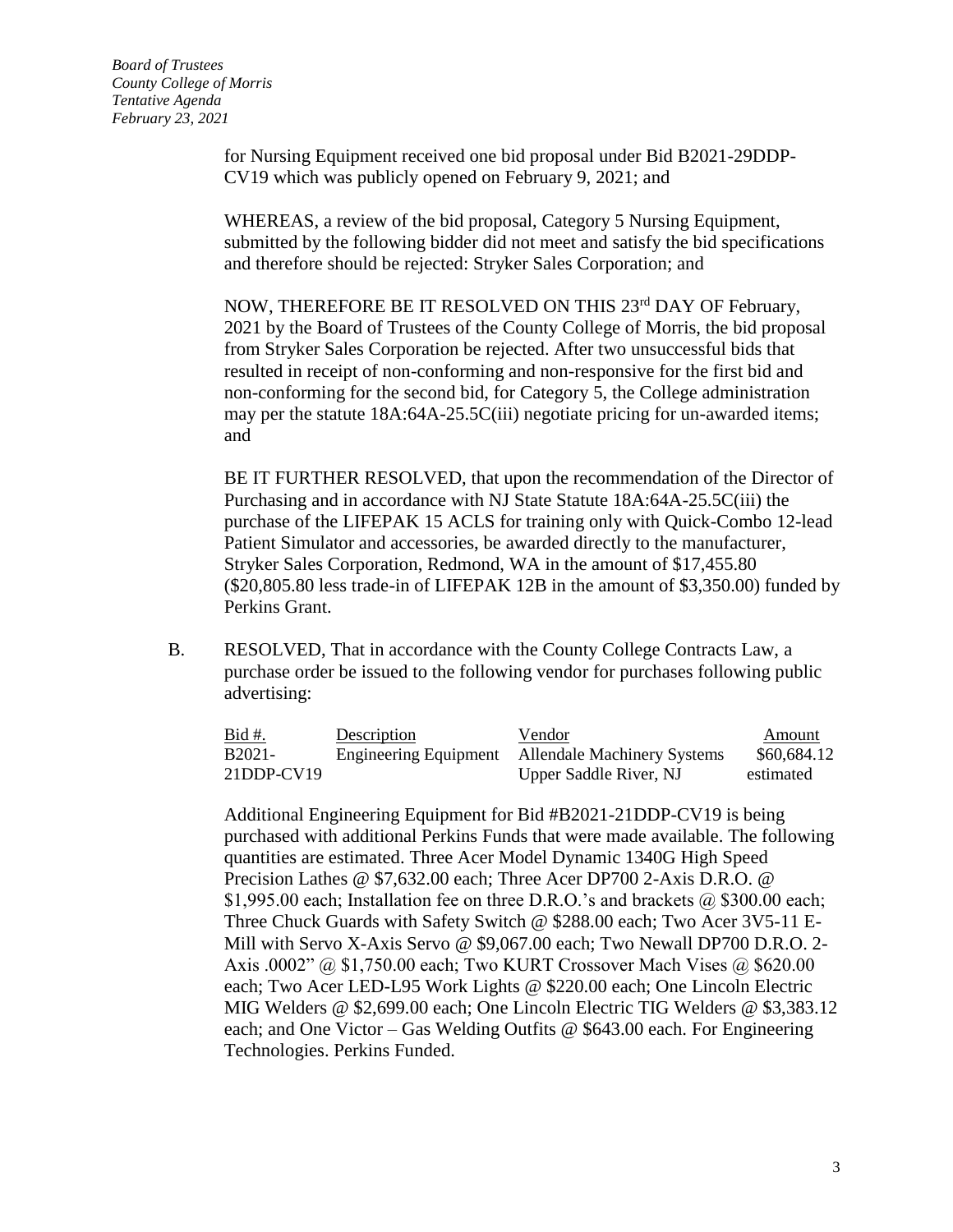for Nursing Equipment received one bid proposal under Bid B2021-29DDP-CV19 which was publicly opened on February 9, 2021; and

WHEREAS, a review of the bid proposal, Category 5 Nursing Equipment, submitted by the following bidder did not meet and satisfy the bid specifications and therefore should be rejected: Stryker Sales Corporation; and

NOW, THEREFORE BE IT RESOLVED ON THIS 23rd DAY OF February, 2021 by the Board of Trustees of the County College of Morris, the bid proposal from Stryker Sales Corporation be rejected. After two unsuccessful bids that resulted in receipt of non-conforming and non-responsive for the first bid and non-conforming for the second bid, for Category 5, the College administration may per the statute 18A:64A-25.5C(iii) negotiate pricing for un-awarded items; and

BE IT FURTHER RESOLVED, that upon the recommendation of the Director of Purchasing and in accordance with NJ State Statute 18A:64A-25.5C(iii) the purchase of the LIFEPAK 15 ACLS for training only with Quick-Combo 12-lead Patient Simulator and accessories, be awarded directly to the manufacturer, Stryker Sales Corporation, Redmond, WA in the amount of $17,455.80 ($20,805.80 less trade-in of LIFEPAK 12B in the amount of $3,350.00) funded by Perkins Grant.

B. RESOLVED, That in accordance with the County College Contracts Law, a purchase order be issued to the following vendor for purchases following public advertising:

| Bid #. | Description | Vendor | Amount |
|---|---|---|---|
| B2021-21DDP-CV19 | Engineering Equipment | Allendale Machinery Systems Upper Saddle River, NJ | $60,684.12 estimated |

Additional Engineering Equipment for Bid #B2021-21DDP-CV19 is being purchased with additional Perkins Funds that were made available. The following quantities are estimated. Three Acer Model Dynamic 1340G High Speed Precision Lathes @ $7,632.00 each; Three Acer DP700 2-Axis D.R.O. @ $1,995.00 each; Installation fee on three D.R.O.'s and brackets @ $300.00 each; Three Chuck Guards with Safety Switch @ $288.00 each; Two Acer 3V5-11 E-Mill with Servo X-Axis Servo @ $9,067.00 each; Two Newall DP700 D.R.O. 2-Axis .0002" @ $1,750.00 each; Two KURT Crossover Mach Vises @ $620.00 each; Two Acer LED-L95 Work Lights @ $220.00 each; One Lincoln Electric MIG Welders @ $2,699.00 each; One Lincoln Electric TIG Welders @ $3,383.12 each; and One Victor – Gas Welding Outfits @ $643.00 each. For Engineering Technologies. Perkins Funded.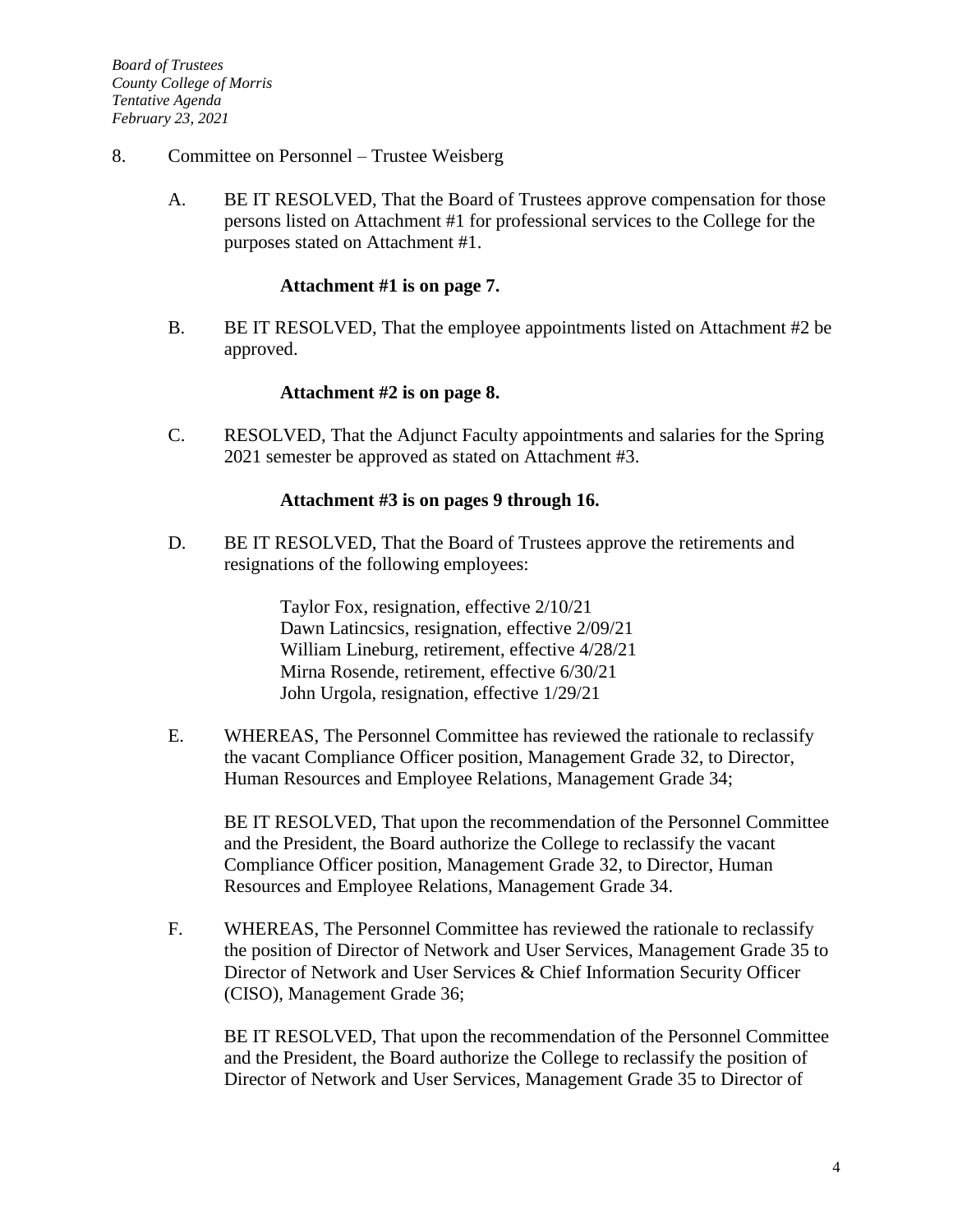8. Committee on Personnel – Trustee Weisberg

A. BE IT RESOLVED, That the Board of Trustees approve compensation for those persons listed on Attachment #1 for professional services to the College for the purposes stated on Attachment #1.

   **Attachment #1 is on page 7.**

B. BE IT RESOLVED, That the employee appointments listed on Attachment #2 be approved.

   **Attachment #2 is on page 8.**

C. RESOLVED, That the Adjunct Faculty appointments and salaries for the Spring 2021 semester be approved as stated on Attachment #3.

   **Attachment #3 is on pages 9 through 16.**

D. BE IT RESOLVED, That the Board of Trustees approve the retirements and resignations of the following employees:

   Taylor Fox, resignation, effective 2/10/21
   Dawn Latincsics, resignation, effective 2/09/21
   William Lineburg, retirement, effective 4/28/21
   Mirna Rosende, retirement, effective 6/30/21
   John Urgola, resignation, effective 1/29/21

E. WHEREAS, The Personnel Committee has reviewed the rationale to reclassify the vacant Compliance Officer position, Management Grade 32, to Director, Human Resources and Employee Relations, Management Grade 34;

   BE IT RESOLVED, That upon the recommendation of the Personnel Committee and the President, the Board authorize the College to reclassify the vacant Compliance Officer position, Management Grade 32, to Director, Human Resources and Employee Relations, Management Grade 34.

F. WHEREAS, The Personnel Committee has reviewed the rationale to reclassify the position of Director of Network and User Services, Management Grade 35 to Director of Network and User Services & Chief Information Security Officer (CISO), Management Grade 36;

   BE IT RESOLVED, That upon the recommendation of the Personnel Committee and the President, the Board authorize the College to reclassify the position of Director of Network and User Services, Management Grade 35 to Director of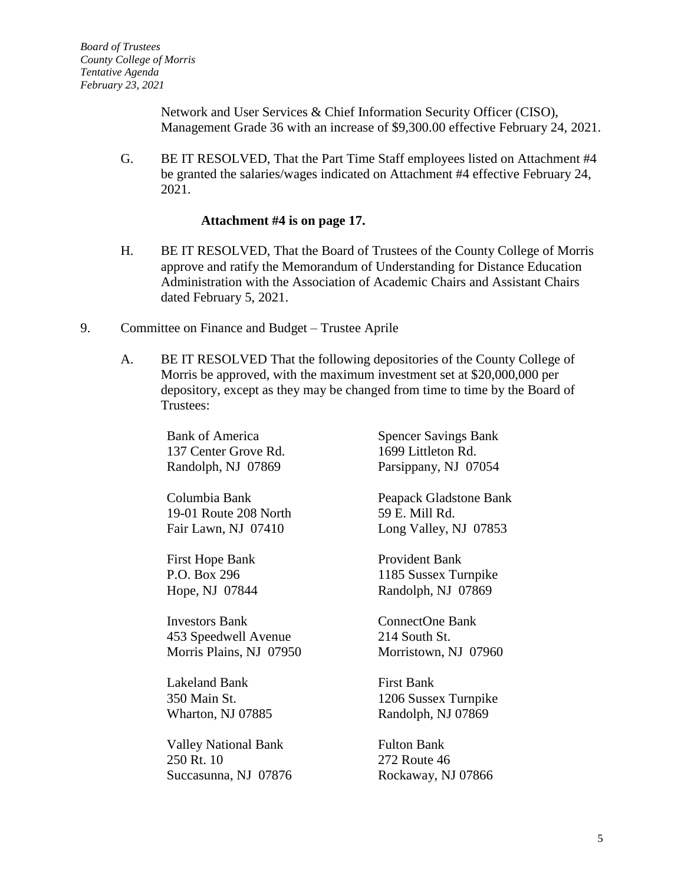Network and User Services & Chief Information Security Officer (CISO), Management Grade 36 with an increase of $9,300.00 effective February 24, 2021.

G. BE IT RESOLVED, That the Part Time Staff employees listed on Attachment #4 be granted the salaries/wages indicated on Attachment #4 effective February 24, 2021.

**Attachment #4 is on page 17.**

H. BE IT RESOLVED, That the Board of Trustees of the County College of Morris approve and ratify the Memorandum of Understanding for Distance Education Administration with the Association of Academic Chairs and Assistant Chairs dated February 5, 2021.

9. Committee on Finance and Budget – Trustee Aprile

A. BE IT RESOLVED That the following depositories of the County College of Morris be approved, with the maximum investment set at $20,000,000 per depository, except as they may be changed from time to time by the Board of Trustees:

Bank of America
137 Center Grove Rd.
Randolph, NJ 07869

Columbia Bank
19-01 Route 208 North
Fair Lawn, NJ 07410

First Hope Bank
P.O. Box 296
Hope, NJ 07844

Investors Bank
453 Speedwell Avenue
Morris Plains, NJ 07950

Lakeland Bank
350 Main St.
Wharton, NJ 07885

Valley National Bank
250 Rt. 10
Succasunna, NJ 07876

Spencer Savings Bank
1699 Littleton Rd.
Parsippany, NJ 07054

Peapack Gladstone Bank
59 E. Mill Rd.
Long Valley, NJ 07853

Provident Bank
1185 Sussex Turnpike
Randolph, NJ 07869

ConnectOne Bank
214 South St.
Morristown, NJ 07960

First Bank
1206 Sussex Turnpike
Randolph, NJ 07869

Fulton Bank
272 Route 46
Rockaway, NJ 07866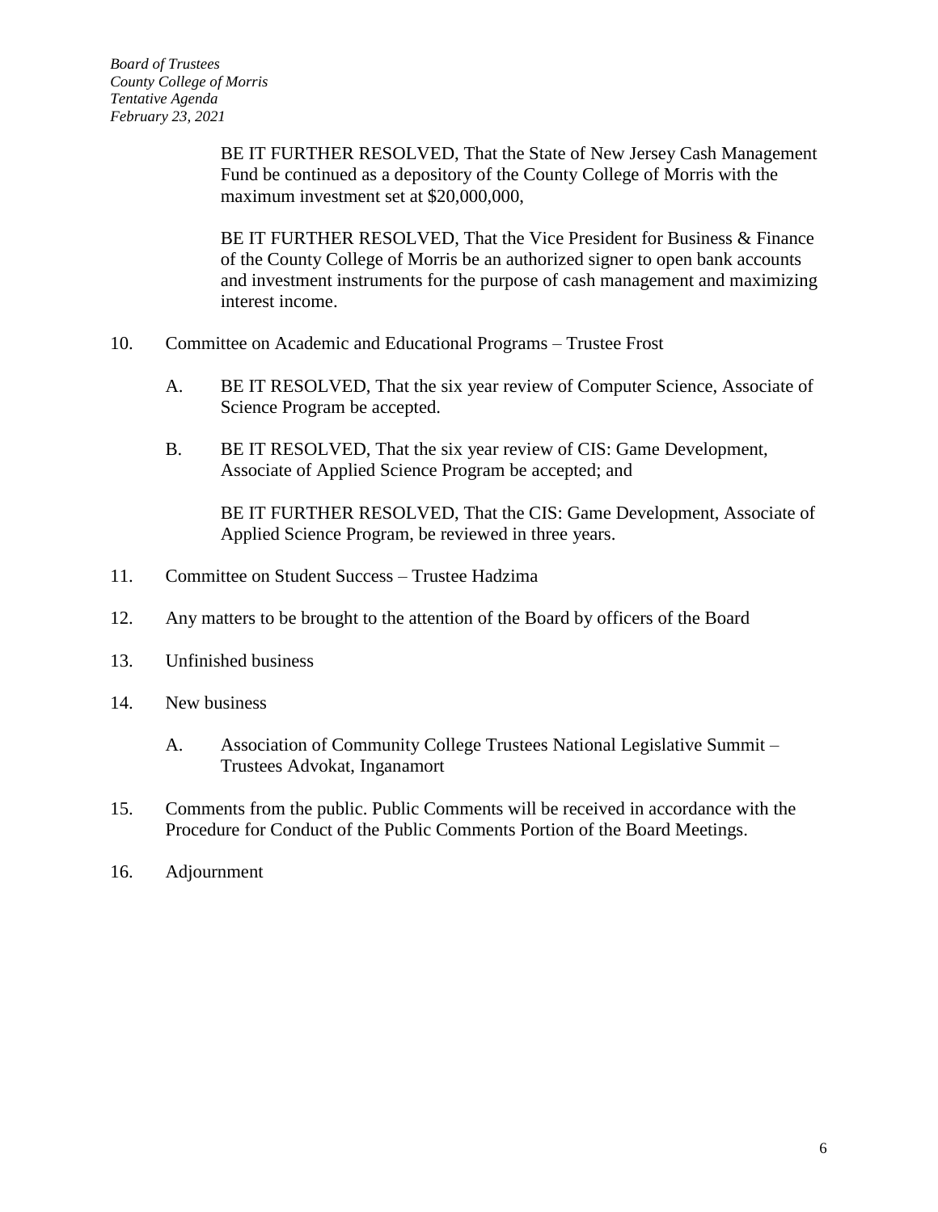BE IT FURTHER RESOLVED, That the State of New Jersey Cash Management Fund be continued as a depository of the County College of Morris with the maximum investment set at $20,000,000,

BE IT FURTHER RESOLVED, That the Vice President for Business & Finance of the County College of Morris be an authorized signer to open bank accounts and investment instruments for the purpose of cash management and maximizing interest income.

10. Committee on Academic and Educational Programs – Trustee Frost

    A. BE IT RESOLVED, That the six year review of Computer Science, Associate of Science Program be accepted.

    B. BE IT RESOLVED, That the six year review of CIS: Game Development, Associate of Applied Science Program be accepted; and

       BE IT FURTHER RESOLVED, That the CIS: Game Development, Associate of Applied Science Program, be reviewed in three years.

11. Committee on Student Success – Trustee Hadzima

12. Any matters to be brought to the attention of the Board by officers of the Board

13. Unfinished business

14. New business

    A. Association of Community College Trustees National Legislative Summit – Trustees Advokat, Inganamort

15. Comments from the public. Public Comments will be received in accordance with the Procedure for Conduct of the Public Comments Portion of the Board Meetings.

16. Adjournment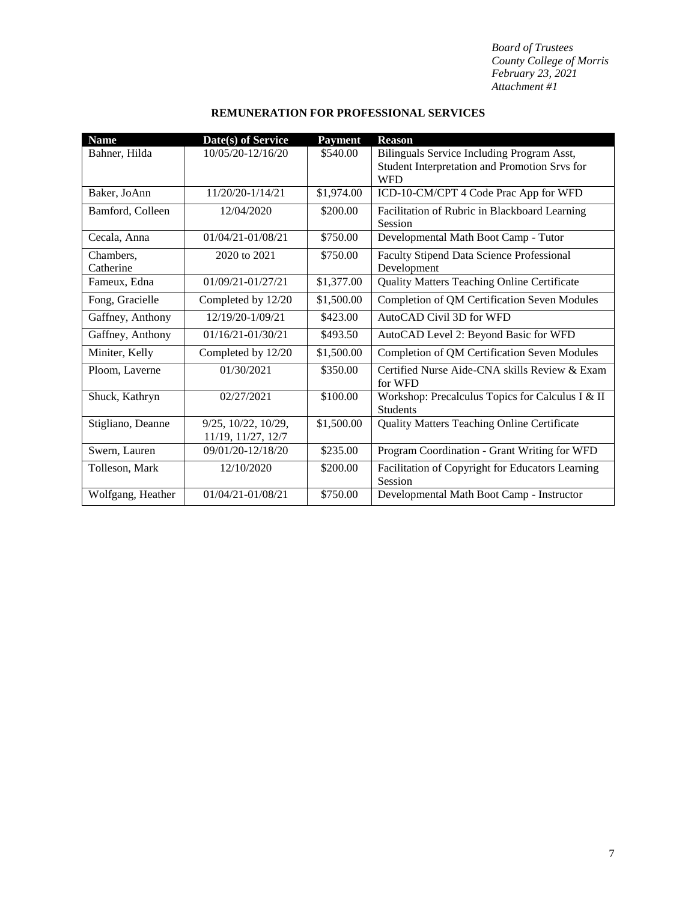*Board of Trustees*
*County College of Morris*
*February 23, 2021*
*Attachment #1*

## REMUNERATION FOR PROFESSIONAL SERVICES

| Name | Date(s) of Service | Payment | Reason |
|---|---|---|---|
| Bahner, Hilda | 10/05/20-12/16/20 | $540.00 | Bilinguals Service Including Program Asst, Student Interpretation and Promotion Srvs for WFD |
| Baker, JoAnn | 11/20/20-1/14/21 | $1,974.00 | ICD-10-CM/CPT 4 Code Prac App for WFD |
| Bamford, Colleen | 12/04/2020 | $200.00 | Facilitation of Rubric in Blackboard Learning Session |
| Cecala, Anna | 01/04/21-01/08/21 | $750.00 | Developmental Math Boot Camp - Tutor |
| Chambers, Catherine | 2020 to 2021 | $750.00 | Faculty Stipend Data Science Professional Development |
| Fameux, Edna | 01/09/21-01/27/21 | $1,377.00 | Quality Matters Teaching Online Certificate |
| Fong, Gracielle | Completed by 12/20 | $1,500.00 | Completion of QM Certification Seven Modules |
| Gaffney, Anthony | 12/19/20-1/09/21 | $423.00 | AutoCAD Civil 3D for WFD |
| Gaffney, Anthony | 01/16/21-01/30/21 | $493.50 | AutoCAD Level 2: Beyond Basic for WFD |
| Miniter, Kelly | Completed by 12/20 | $1,500.00 | Completion of QM Certification Seven Modules |
| Ploom, Laverne | 01/30/2021 | $350.00 | Certified Nurse Aide-CNA skills Review & Exam for WFD |
| Shuck, Kathryn | 02/27/2021 | $100.00 | Workshop: Precalculus Topics for Calculus I & II Students |
| Stigliano, Deanne | 9/25, 10/22, 10/29, 11/19, 11/27, 12/7 | $1,500.00 | Quality Matters Teaching Online Certificate |
| Swern, Lauren | 09/01/20-12/18/20 | $235.00 | Program Coordination - Grant Writing for WFD |
| Tolleson, Mark | 12/10/2020 | $200.00 | Facilitation of Copyright for Educators Learning Session |
| Wolfgang, Heather | 01/04/21-01/08/21 | $750.00 | Developmental Math Boot Camp - Instructor |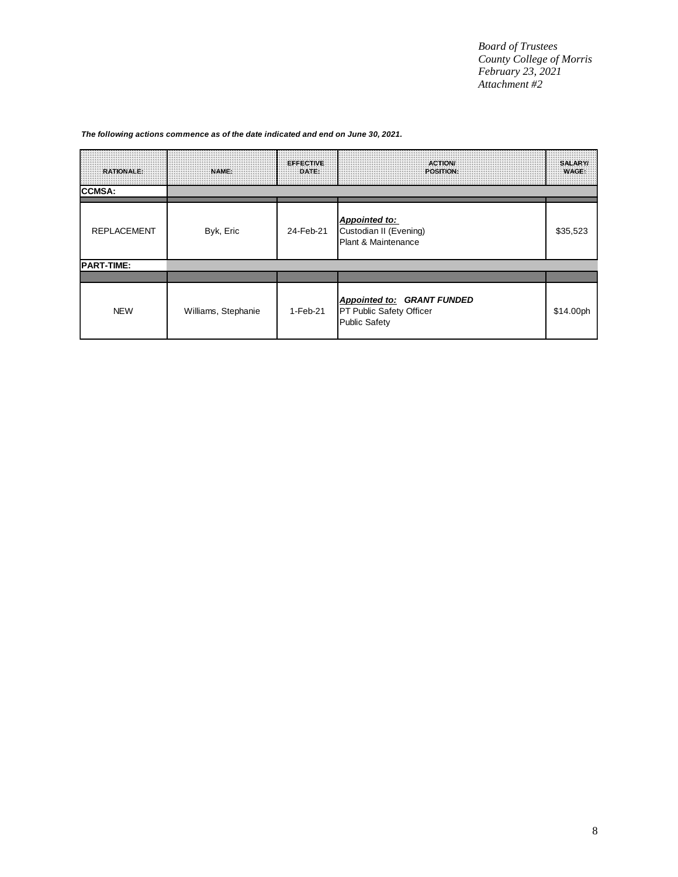*Board of Trustees*
*County College of Morris*
*February 23, 2021*
*Attachment #2*

***The following actions commence as of the date indicated and end on June 30, 2021.***

| RATIONALE: | NAME: | EFFECTIVE DATE: | ACTION/ POSITION: | SALARY/ WAGE: |
|---|---|---|---|---|
| **CCMSA:** | | | | |
| REPLACEMENT | Byk, Eric | 24-Feb-21 | ***Appointed to:*** Custodian II (Evening) Plant & Maintenance | $35,523 |
| **PART-TIME:** | | | | |
| NEW | Williams, Stephanie | 1-Feb-21 | ***Appointed to: GRANT FUNDED*** PT Public Safety Officer Public Safety | $14.00ph |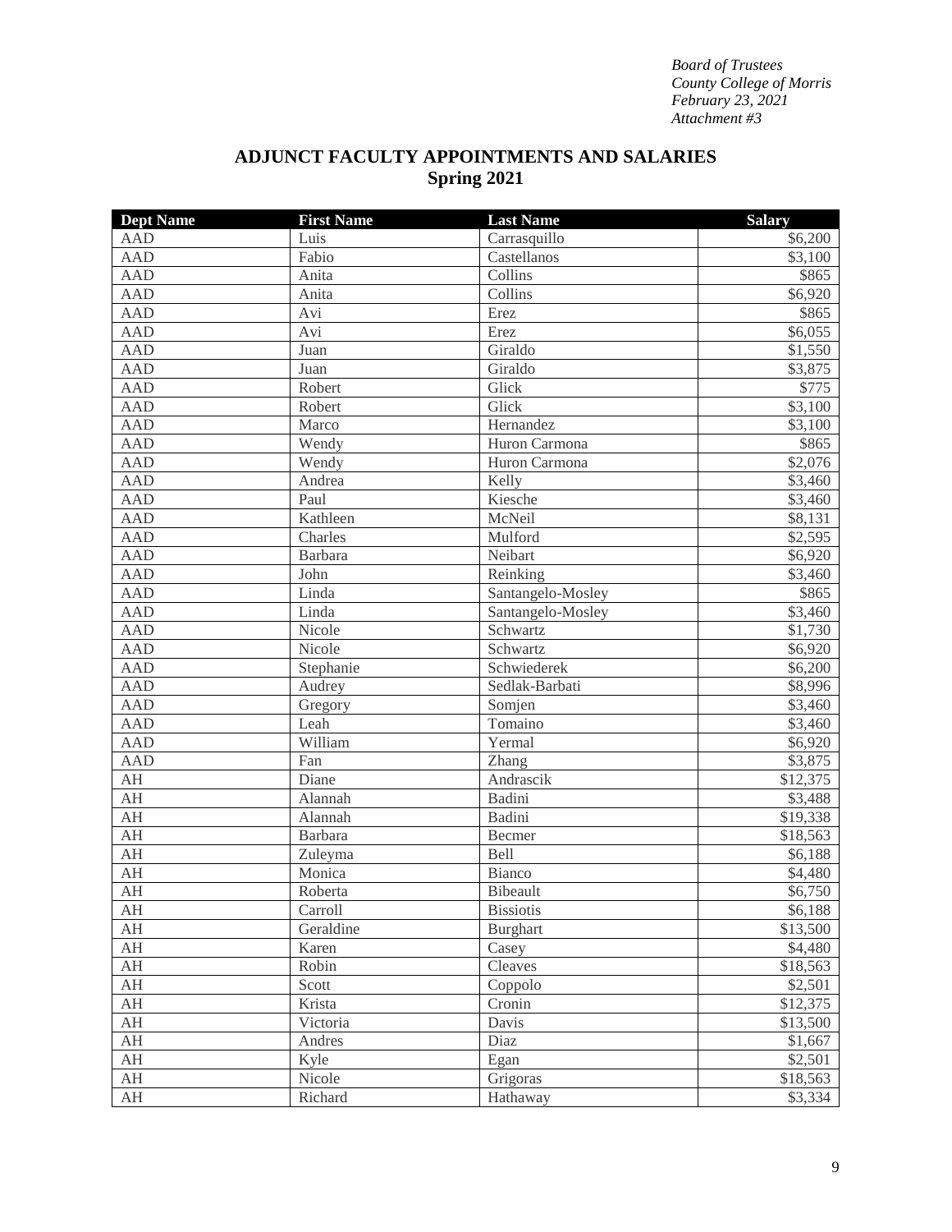*Board of Trustees*
*County College of Morris*
*February 23, 2021*
*Attachment #3*

## ADJUNCT FACULTY APPOINTMENTS AND SALARIES
## Spring 2021

| Dept Name | First Name | Last Name | Salary |
|---|---|---|---|
| AAD | Luis | Carrasquillo | $6,200 |
| AAD | Fabio | Castellanos | $3,100 |
| AAD | Anita | Collins | $865 |
| AAD | Anita | Collins | $6,920 |
| AAD | Avi | Erez | $865 |
| AAD | Avi | Erez | $6,055 |
| AAD | Juan | Giraldo | $1,550 |
| AAD | Juan | Giraldo | $3,875 |
| AAD | Robert | Glick | $775 |
| AAD | Robert | Glick | $3,100 |
| AAD | Marco | Hernandez | $3,100 |
| AAD | Wendy | Huron Carmona | $865 |
| AAD | Wendy | Huron Carmona | $2,076 |
| AAD | Andrea | Kelly | $3,460 |
| AAD | Paul | Kiesche | $3,460 |
| AAD | Kathleen | McNeil | $8,131 |
| AAD | Charles | Mulford | $2,595 |
| AAD | Barbara | Neibart | $6,920 |
| AAD | John | Reinking | $3,460 |
| AAD | Linda | Santangelo-Mosley | $865 |
| AAD | Linda | Santangelo-Mosley | $3,460 |
| AAD | Nicole | Schwartz | $1,730 |
| AAD | Nicole | Schwartz | $6,920 |
| AAD | Stephanie | Schwiederek | $6,200 |
| AAD | Audrey | Sedlak-Barbati | $8,996 |
| AAD | Gregory | Somjen | $3,460 |
| AAD | Leah | Tomaino | $3,460 |
| AAD | William | Yermal | $6,920 |
| AAD | Fan | Zhang | $3,875 |
| AH | Diane | Andrascik | $12,375 |
| AH | Alannah | Badini | $3,488 |
| AH | Alannah | Badini | $19,338 |
| AH | Barbara | Becmer | $18,563 |
| AH | Zuleyma | Bell | $6,188 |
| AH | Monica | Bianco | $4,480 |
| AH | Roberta | Bibeault | $6,750 |
| AH | Carroll | Bissiotis | $6,188 |
| AH | Geraldine | Burghart | $13,500 |
| AH | Karen | Casey | $4,480 |
| AH | Robin | Cleaves | $18,563 |
| AH | Scott | Coppolo | $2,501 |
| AH | Krista | Cronin | $12,375 |
| AH | Victoria | Davis | $13,500 |
| AH | Andres | Diaz | $1,667 |
| AH | Kyle | Egan | $2,501 |
| AH | Nicole | Grigoras | $18,563 |
| AH | Richard | Hathaway | $3,334 |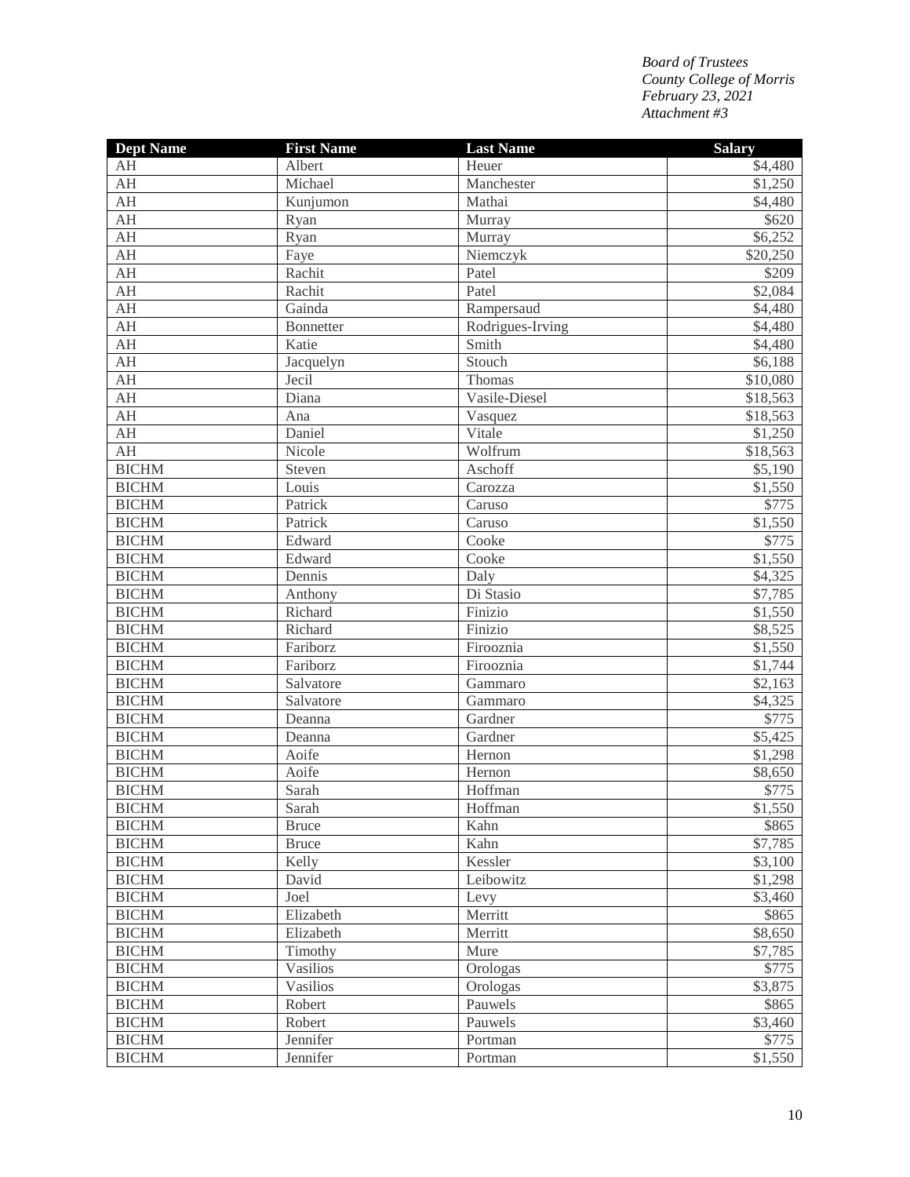*Board of Trustees*
*County College of Morris*
*February 23, 2021*
*Attachment #3*

| Dept Name | First Name | Last Name | Salary |
|---|---|---|---|
| AH | Albert | Heuer | $4,480 |
| AH | Michael | Manchester | $1,250 |
| AH | Kunjumon | Mathai | $4,480 |
| AH | Ryan | Murray | $620 |
| AH | Ryan | Murray | $6,252 |
| AH | Faye | Niemczyk | $20,250 |
| AH | Rachit | Patel | $209 |
| AH | Rachit | Patel | $2,084 |
| AH | Gainda | Rampersaud | $4,480 |
| AH | Bonnetter | Rodrigues-Irving | $4,480 |
| AH | Katie | Smith | $4,480 |
| AH | Jacquelyn | Stouch | $6,188 |
| AH | Jecil | Thomas | $10,080 |
| AH | Diana | Vasile-Diesel | $18,563 |
| AH | Ana | Vasquez | $18,563 |
| AH | Daniel | Vitale | $1,250 |
| AH | Nicole | Wolfrum | $18,563 |
| BICHM | Steven | Aschoff | $5,190 |
| BICHM | Louis | Carozza | $1,550 |
| BICHM | Patrick | Caruso | $775 |
| BICHM | Patrick | Caruso | $1,550 |
| BICHM | Edward | Cooke | $775 |
| BICHM | Edward | Cooke | $1,550 |
| BICHM | Dennis | Daly | $4,325 |
| BICHM | Anthony | Di Stasio | $7,785 |
| BICHM | Richard | Finizio | $1,550 |
| BICHM | Richard | Finizio | $8,525 |
| BICHM | Fariborz | Firooznia | $1,550 |
| BICHM | Fariborz | Firooznia | $1,744 |
| BICHM | Salvatore | Gammaro | $2,163 |
| BICHM | Salvatore | Gammaro | $4,325 |
| BICHM | Deanna | Gardner | $775 |
| BICHM | Deanna | Gardner | $5,425 |
| BICHM | Aoife | Hernon | $1,298 |
| BICHM | Aoife | Hernon | $8,650 |
| BICHM | Sarah | Hoffman | $775 |
| BICHM | Sarah | Hoffman | $1,550 |
| BICHM | Bruce | Kahn | $865 |
| BICHM | Bruce | Kahn | $7,785 |
| BICHM | Kelly | Kessler | $3,100 |
| BICHM | David | Leibowitz | $1,298 |
| BICHM | Joel | Levy | $3,460 |
| BICHM | Elizabeth | Merritt | $865 |
| BICHM | Elizabeth | Merritt | $8,650 |
| BICHM | Timothy | Mure | $7,785 |
| BICHM | Vasilios | Orologas | $775 |
| BICHM | Vasilios | Orologas | $3,875 |
| BICHM | Robert | Pauwels | $865 |
| BICHM | Robert | Pauwels | $3,460 |
| BICHM | Jennifer | Portman | $775 |
| BICHM | Jennifer | Portman | $1,550 |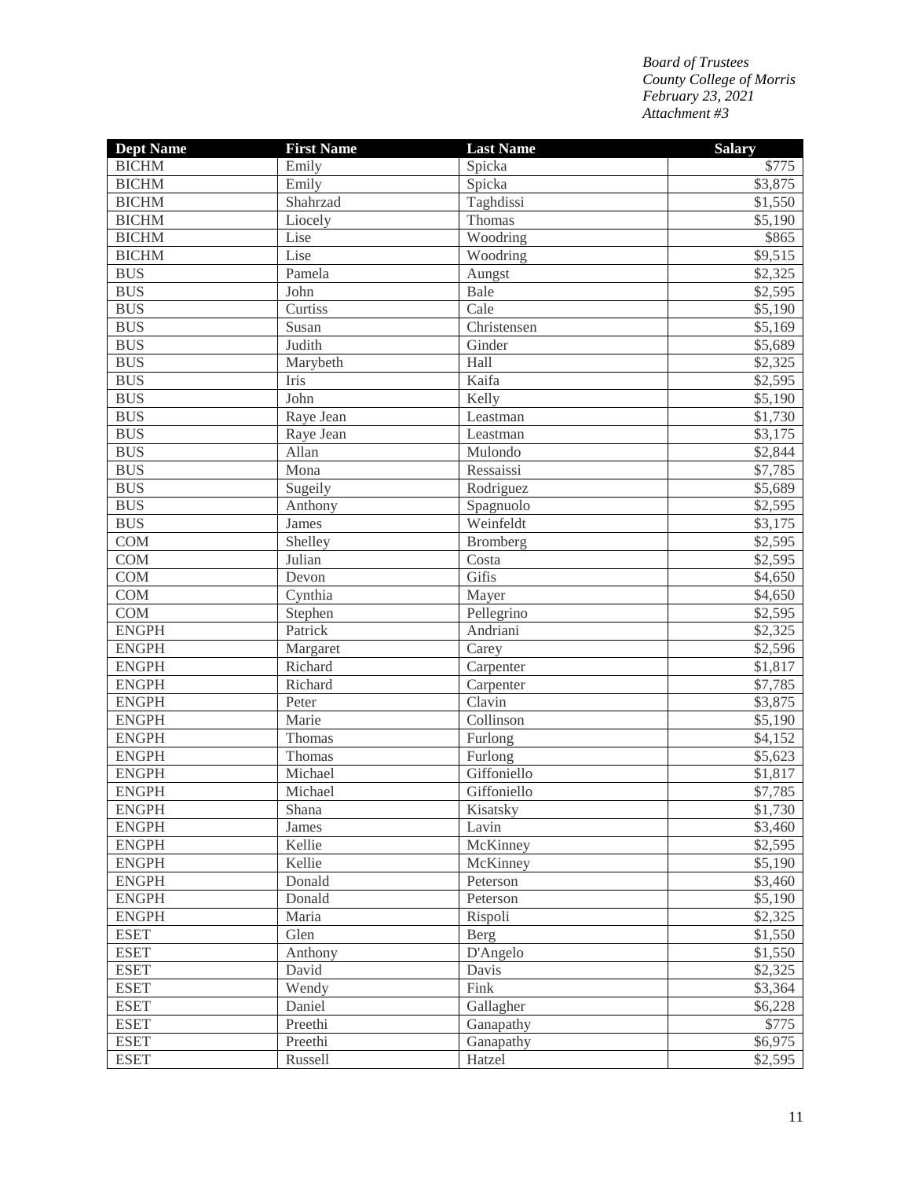*Board of Trustees*
*County College of Morris*
*February 23, 2021*
*Attachment #3*

| Dept Name | First Name | Last Name | Salary |
|---|---|---|---|
| BICHM | Emily | Spicka | $775 |
| BICHM | Emily | Spicka | $3,875 |
| BICHM | Shahrzad | Taghdissi | $1,550 |
| BICHM | Liocely | Thomas | $5,190 |
| BICHM | Lise | Woodring | $865 |
| BICHM | Lise | Woodring | $9,515 |
| BUS | Pamela | Aungst | $2,325 |
| BUS | John | Bale | $2,595 |
| BUS | Curtiss | Cale | $5,190 |
| BUS | Susan | Christensen | $5,169 |
| BUS | Judith | Ginder | $5,689 |
| BUS | Marybeth | Hall | $2,325 |
| BUS | Iris | Kaifa | $2,595 |
| BUS | John | Kelly | $5,190 |
| BUS | Raye Jean | Leastman | $1,730 |
| BUS | Raye Jean | Leastman | $3,175 |
| BUS | Allan | Mulondo | $2,844 |
| BUS | Mona | Ressaissi | $7,785 |
| BUS | Sugeily | Rodriguez | $5,689 |
| BUS | Anthony | Spagnuolo | $2,595 |
| BUS | James | Weinfeldt | $3,175 |
| COM | Shelley | Bromberg | $2,595 |
| COM | Julian | Costa | $2,595 |
| COM | Devon | Gifis | $4,650 |
| COM | Cynthia | Mayer | $4,650 |
| COM | Stephen | Pellegrino | $2,595 |
| ENGPH | Patrick | Andriani | $2,325 |
| ENGPH | Margaret | Carey | $2,596 |
| ENGPH | Richard | Carpenter | $1,817 |
| ENGPH | Richard | Carpenter | $7,785 |
| ENGPH | Peter | Clavin | $3,875 |
| ENGPH | Marie | Collinson | $5,190 |
| ENGPH | Thomas | Furlong | $4,152 |
| ENGPH | Thomas | Furlong | $5,623 |
| ENGPH | Michael | Giffoniello | $1,817 |
| ENGPH | Michael | Giffoniello | $7,785 |
| ENGPH | Shana | Kisatsky | $1,730 |
| ENGPH | James | Lavin | $3,460 |
| ENGPH | Kellie | McKinney | $2,595 |
| ENGPH | Kellie | McKinney | $5,190 |
| ENGPH | Donald | Peterson | $3,460 |
| ENGPH | Donald | Peterson | $5,190 |
| ENGPH | Maria | Rispoli | $2,325 |
| ESET | Glen | Berg | $1,550 |
| ESET | Anthony | D'Angelo | $1,550 |
| ESET | David | Davis | $2,325 |
| ESET | Wendy | Fink | $3,364 |
| ESET | Daniel | Gallagher | $6,228 |
| ESET | Preethi | Ganapathy | $775 |
| ESET | Preethi | Ganapathy | $6,975 |
| ESET | Russell | Hatzel | $2,595 |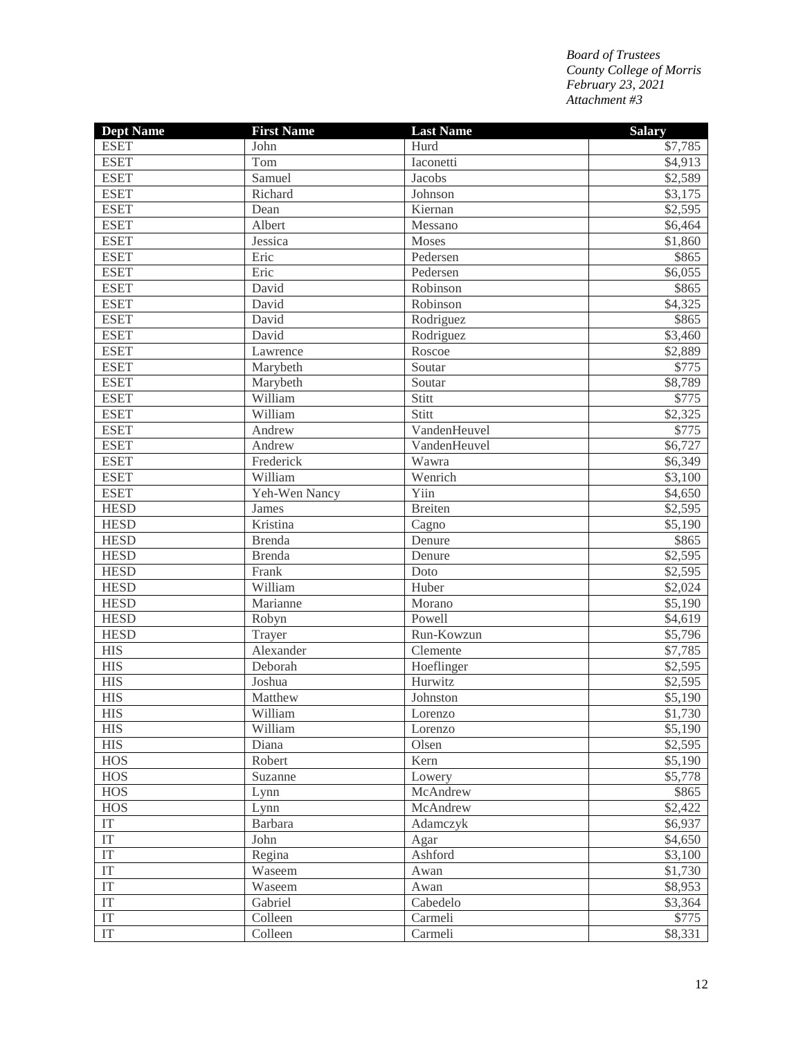*Board of Trustees*
*County College of Morris*
*February 23, 2021*
*Attachment #3*

| Dept Name | First Name | Last Name | Salary |
|---|---|---|---|
| ESET | John | Hurd | $7,785 |
| ESET | Tom | Iaconetti | $4,913 |
| ESET | Samuel | Jacobs | $2,589 |
| ESET | Richard | Johnson | $3,175 |
| ESET | Dean | Kiernan | $2,595 |
| ESET | Albert | Messano | $6,464 |
| ESET | Jessica | Moses | $1,860 |
| ESET | Eric | Pedersen | $865 |
| ESET | Eric | Pedersen | $6,055 |
| ESET | David | Robinson | $865 |
| ESET | David | Robinson | $4,325 |
| ESET | David | Rodriguez | $865 |
| ESET | David | Rodriguez | $3,460 |
| ESET | Lawrence | Roscoe | $2,889 |
| ESET | Marybeth | Soutar | $775 |
| ESET | Marybeth | Soutar | $8,789 |
| ESET | William | Stitt | $775 |
| ESET | William | Stitt | $2,325 |
| ESET | Andrew | VandenHeuvel | $775 |
| ESET | Andrew | VandenHeuvel | $6,727 |
| ESET | Frederick | Wawra | $6,349 |
| ESET | William | Wenrich | $3,100 |
| ESET | Yeh-Wen Nancy | Yiin | $4,650 |
| HESD | James | Breiten | $2,595 |
| HESD | Kristina | Cagno | $5,190 |
| HESD | Brenda | Denure | $865 |
| HESD | Brenda | Denure | $2,595 |
| HESD | Frank | Doto | $2,595 |
| HESD | William | Huber | $2,024 |
| HESD | Marianne | Morano | $5,190 |
| HESD | Robyn | Powell | $4,619 |
| HESD | Trayer | Run-Kowzun | $5,796 |
| HIS | Alexander | Clemente | $7,785 |
| HIS | Deborah | Hoeflinger | $2,595 |
| HIS | Joshua | Hurwitz | $2,595 |
| HIS | Matthew | Johnston | $5,190 |
| HIS | William | Lorenzo | $1,730 |
| HIS | William | Lorenzo | $5,190 |
| HIS | Diana | Olsen | $2,595 |
| HOS | Robert | Kern | $5,190 |
| HOS | Suzanne | Lowery | $5,778 |
| HOS | Lynn | McAndrew | $865 |
| HOS | Lynn | McAndrew | $2,422 |
| IT | Barbara | Adamczyk | $6,937 |
| IT | John | Agar | $4,650 |
| IT | Regina | Ashford | $3,100 |
| IT | Waseem | Awan | $1,730 |
| IT | Waseem | Awan | $8,953 |
| IT | Gabriel | Cabedelo | $3,364 |
| IT | Colleen | Carmeli | $775 |
| IT | Colleen | Carmeli | $8,331 |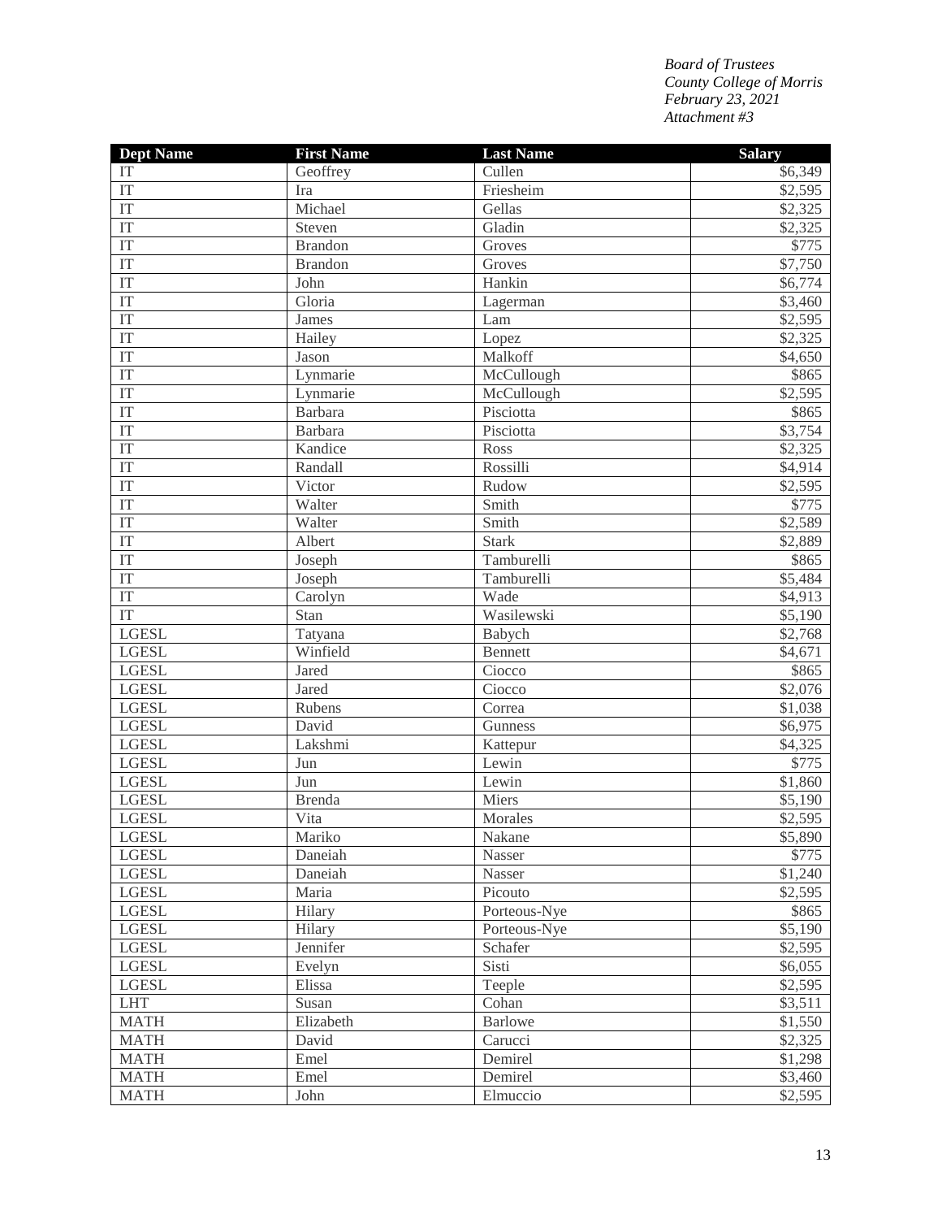*Board of Trustees*
*County College of Morris*
*February 23, 2021*
*Attachment #3*

| Dept Name | First Name | Last Name | Salary |
|---|---|---|---|
| IT | Geoffrey | Cullen | $6,349 |
| IT | Ira | Friesheim | $2,595 |
| IT | Michael | Gellas | $2,325 |
| IT | Steven | Gladin | $2,325 |
| IT | Brandon | Groves | $775 |
| IT | Brandon | Groves | $7,750 |
| IT | John | Hankin | $6,774 |
| IT | Gloria | Lagerman | $3,460 |
| IT | James | Lam | $2,595 |
| IT | Hailey | Lopez | $2,325 |
| IT | Jason | Malkoff | $4,650 |
| IT | Lynmarie | McCullough | $865 |
| IT | Lynmarie | McCullough | $2,595 |
| IT | Barbara | Pisciotta | $865 |
| IT | Barbara | Pisciotta | $3,754 |
| IT | Kandice | Ross | $2,325 |
| IT | Randall | Rossilli | $4,914 |
| IT | Victor | Rudow | $2,595 |
| IT | Walter | Smith | $775 |
| IT | Walter | Smith | $2,589 |
| IT | Albert | Stark | $2,889 |
| IT | Joseph | Tamburelli | $865 |
| IT | Joseph | Tamburelli | $5,484 |
| IT | Carolyn | Wade | $4,913 |
| IT | Stan | Wasilewski | $5,190 |
| LGESL | Tatyana | Babych | $2,768 |
| LGESL | Winfield | Bennett | $4,671 |
| LGESL | Jared | Ciocco | $865 |
| LGESL | Jared | Ciocco | $2,076 |
| LGESL | Rubens | Correa | $1,038 |
| LGESL | David | Gunness | $6,975 |
| LGESL | Lakshmi | Kattepur | $4,325 |
| LGESL | Jun | Lewin | $775 |
| LGESL | Jun | Lewin | $1,860 |
| LGESL | Brenda | Miers | $5,190 |
| LGESL | Vita | Morales | $2,595 |
| LGESL | Mariko | Nakane | $5,890 |
| LGESL | Daneiah | Nasser | $775 |
| LGESL | Daneiah | Nasser | $1,240 |
| LGESL | Maria | Picouto | $2,595 |
| LGESL | Hilary | Porteous-Nye | $865 |
| LGESL | Hilary | Porteous-Nye | $5,190 |
| LGESL | Jennifer | Schafer | $2,595 |
| LGESL | Evelyn | Sisti | $6,055 |
| LGESL | Elissa | Teeple | $2,595 |
| LHT | Susan | Cohan | $3,511 |
| MATH | Elizabeth | Barlowe | $1,550 |
| MATH | David | Carucci | $2,325 |
| MATH | Emel | Demirel | $1,298 |
| MATH | Emel | Demirel | $3,460 |
| MATH | John | Elmuccio | $2,595 |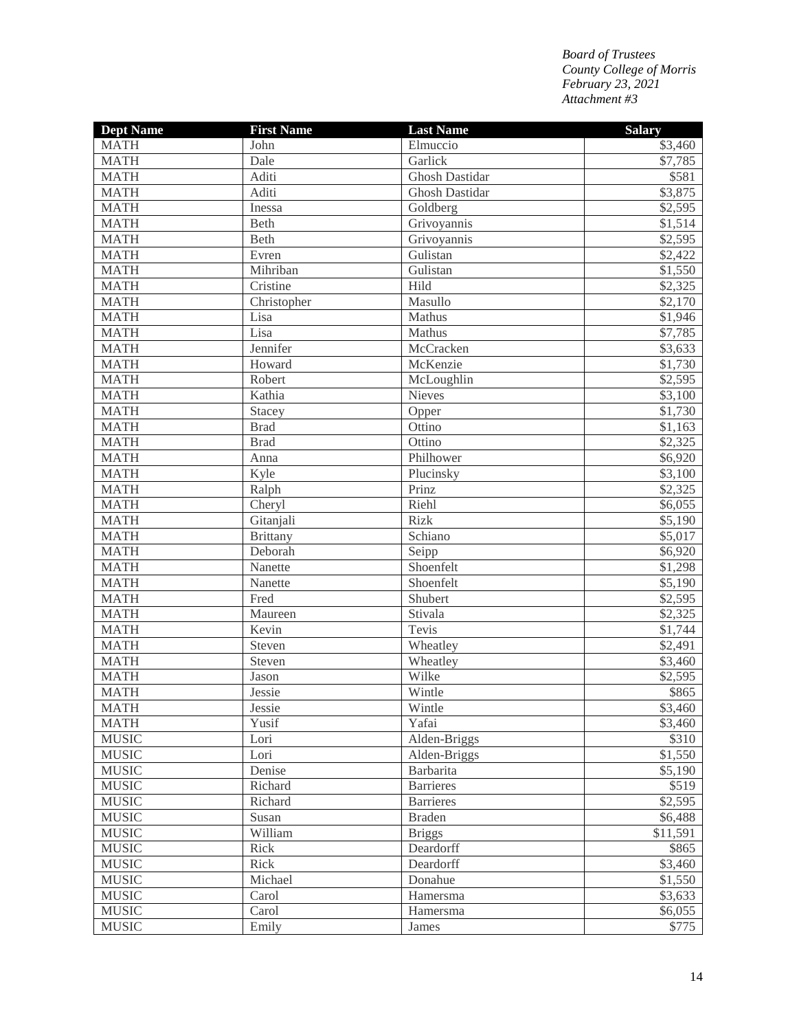*Board of Trustees*
*County College of Morris*
*February 23, 2021*
*Attachment #3*

| Dept Name | First Name | Last Name | Salary |
|---|---|---|---|
| MATH | John | Elmuccio | $3,460 |
| MATH | Dale | Garlick | $7,785 |
| MATH | Aditi | Ghosh Dastidar | $581 |
| MATH | Aditi | Ghosh Dastidar | $3,875 |
| MATH | Inessa | Goldberg | $2,595 |
| MATH | Beth | Grivoyannis | $1,514 |
| MATH | Beth | Grivoyannis | $2,595 |
| MATH | Evren | Gulistan | $2,422 |
| MATH | Mihriban | Gulistan | $1,550 |
| MATH | Cristine | Hild | $2,325 |
| MATH | Christopher | Masullo | $2,170 |
| MATH | Lisa | Mathus | $1,946 |
| MATH | Lisa | Mathus | $7,785 |
| MATH | Jennifer | McCracken | $3,633 |
| MATH | Howard | McKenzie | $1,730 |
| MATH | Robert | McLoughlin | $2,595 |
| MATH | Kathia | Nieves | $3,100 |
| MATH | Stacey | Opper | $1,730 |
| MATH | Brad | Ottino | $1,163 |
| MATH | Brad | Ottino | $2,325 |
| MATH | Anna | Philhower | $6,920 |
| MATH | Kyle | Plucinsky | $3,100 |
| MATH | Ralph | Prinz | $2,325 |
| MATH | Cheryl | Riehl | $6,055 |
| MATH | Gitanjali | Rizk | $5,190 |
| MATH | Brittany | Schiano | $5,017 |
| MATH | Deborah | Seipp | $6,920 |
| MATH | Nanette | Shoenfelt | $1,298 |
| MATH | Nanette | Shoenfelt | $5,190 |
| MATH | Fred | Shubert | $2,595 |
| MATH | Maureen | Stivala | $2,325 |
| MATH | Kevin | Tevis | $1,744 |
| MATH | Steven | Wheatley | $2,491 |
| MATH | Steven | Wheatley | $3,460 |
| MATH | Jason | Wilke | $2,595 |
| MATH | Jessie | Wintle | $865 |
| MATH | Jessie | Wintle | $3,460 |
| MATH | Yusif | Yafai | $3,460 |
| MUSIC | Lori | Alden-Briggs | $310 |
| MUSIC | Lori | Alden-Briggs | $1,550 |
| MUSIC | Denise | Barbarita | $5,190 |
| MUSIC | Richard | Barrieres | $519 |
| MUSIC | Richard | Barrieres | $2,595 |
| MUSIC | Susan | Braden | $6,488 |
| MUSIC | William | Briggs | $11,591 |
| MUSIC | Rick | Deardorff | $865 |
| MUSIC | Rick | Deardorff | $3,460 |
| MUSIC | Michael | Donahue | $1,550 |
| MUSIC | Carol | Hamersma | $3,633 |
| MUSIC | Carol | Hamersma | $6,055 |
| MUSIC | Emily | James | $775 |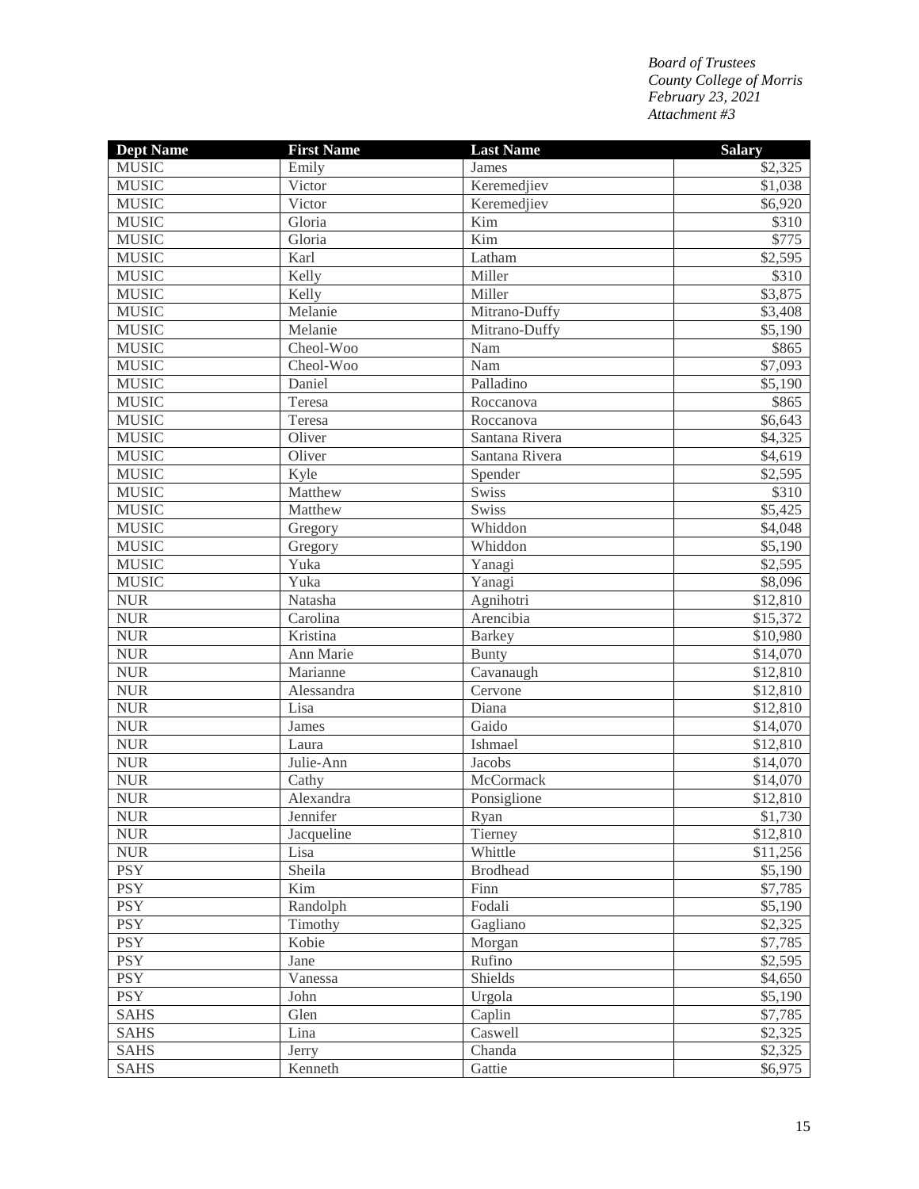*Board of Trustees*
*County College of Morris*
*February 23, 2021*
*Attachment #3*

| Dept Name | First Name | Last Name | Salary |
|---|---|---|---|
| MUSIC | Emily | James | $2,325 |
| MUSIC | Victor | Keremedjiev | $1,038 |
| MUSIC | Victor | Keremedjiev | $6,920 |
| MUSIC | Gloria | Kim | $310 |
| MUSIC | Gloria | Kim | $775 |
| MUSIC | Karl | Latham | $2,595 |
| MUSIC | Kelly | Miller | $310 |
| MUSIC | Kelly | Miller | $3,875 |
| MUSIC | Melanie | Mitrano-Duffy | $3,408 |
| MUSIC | Melanie | Mitrano-Duffy | $5,190 |
| MUSIC | Cheol-Woo | Nam | $865 |
| MUSIC | Cheol-Woo | Nam | $7,093 |
| MUSIC | Daniel | Palladino | $5,190 |
| MUSIC | Teresa | Roccanova | $865 |
| MUSIC | Teresa | Roccanova | $6,643 |
| MUSIC | Oliver | Santana Rivera | $4,325 |
| MUSIC | Oliver | Santana Rivera | $4,619 |
| MUSIC | Kyle | Spender | $2,595 |
| MUSIC | Matthew | Swiss | $310 |
| MUSIC | Matthew | Swiss | $5,425 |
| MUSIC | Gregory | Whiddon | $4,048 |
| MUSIC | Gregory | Whiddon | $5,190 |
| MUSIC | Yuka | Yanagi | $2,595 |
| MUSIC | Yuka | Yanagi | $8,096 |
| NUR | Natasha | Agnihotri | $12,810 |
| NUR | Carolina | Arencibia | $15,372 |
| NUR | Kristina | Barkey | $10,980 |
| NUR | Ann Marie | Bunty | $14,070 |
| NUR | Marianne | Cavanaugh | $12,810 |
| NUR | Alessandra | Cervone | $12,810 |
| NUR | Lisa | Diana | $12,810 |
| NUR | James | Gaido | $14,070 |
| NUR | Laura | Ishmael | $12,810 |
| NUR | Julie-Ann | Jacobs | $14,070 |
| NUR | Cathy | McCormack | $14,070 |
| NUR | Alexandra | Ponsiglione | $12,810 |
| NUR | Jennifer | Ryan | $1,730 |
| NUR | Jacqueline | Tierney | $12,810 |
| NUR | Lisa | Whittle | $11,256 |
| PSY | Sheila | Brodhead | $5,190 |
| PSY | Kim | Finn | $7,785 |
| PSY | Randolph | Fodali | $5,190 |
| PSY | Timothy | Gagliano | $2,325 |
| PSY | Kobie | Morgan | $7,785 |
| PSY | Jane | Rufino | $2,595 |
| PSY | Vanessa | Shields | $4,650 |
| PSY | John | Urgola | $5,190 |
| SAHS | Glen | Caplin | $7,785 |
| SAHS | Lina | Caswell | $2,325 |
| SAHS | Jerry | Chanda | $2,325 |
| SAHS | Kenneth | Gattie | $6,975 |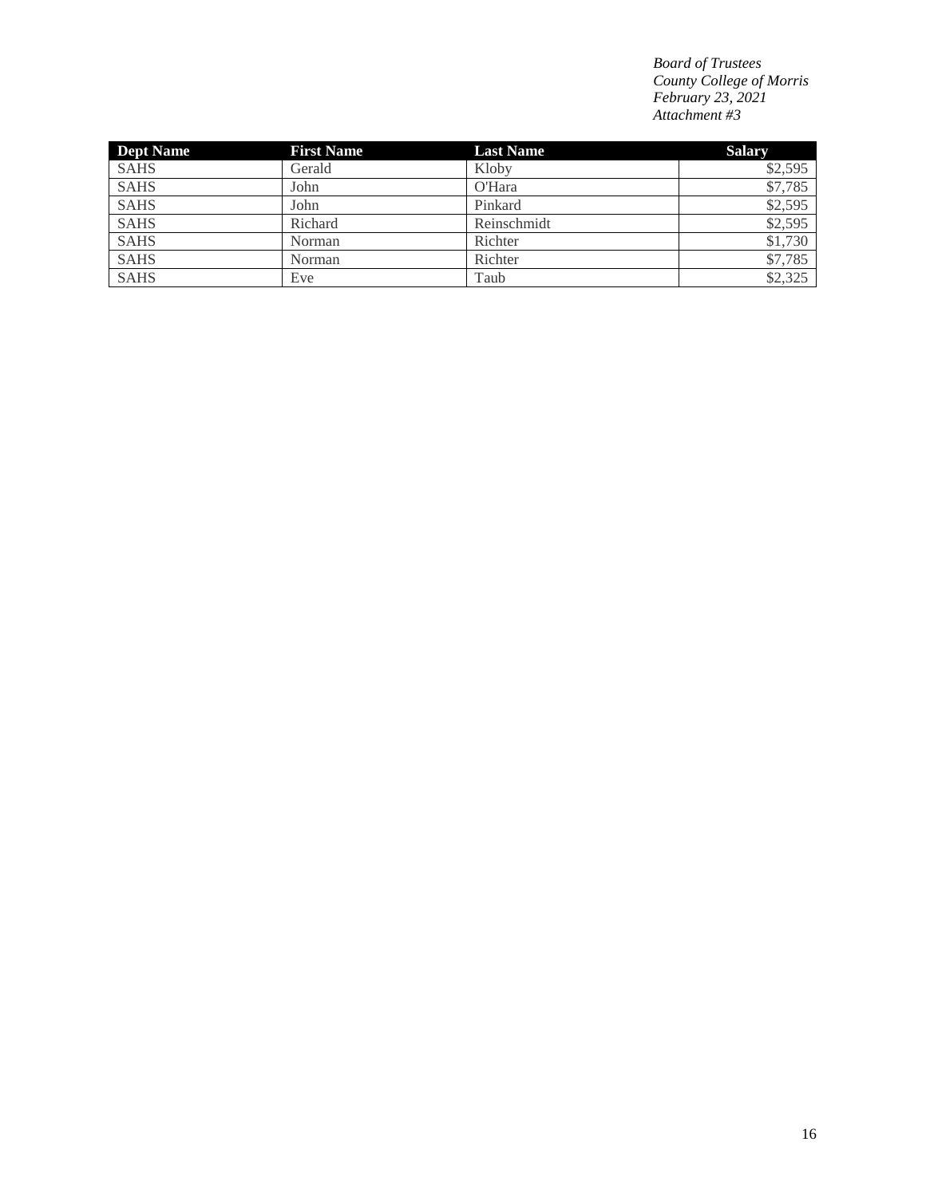*Board of Trustees*
*County College of Morris*
*February 23, 2021*
*Attachment #3*

| Dept Name | First Name | Last Name | Salary |
|---|---|---|---|
| SAHS | Gerald | Kloby | $2,595 |
| SAHS | John | O'Hara | $7,785 |
| SAHS | John | Pinkard | $2,595 |
| SAHS | Richard | Reinschmidt | $2,595 |
| SAHS | Norman | Richter | $1,730 |
| SAHS | Norman | Richter | $7,785 |
| SAHS | Eve | Taub | $2,325 |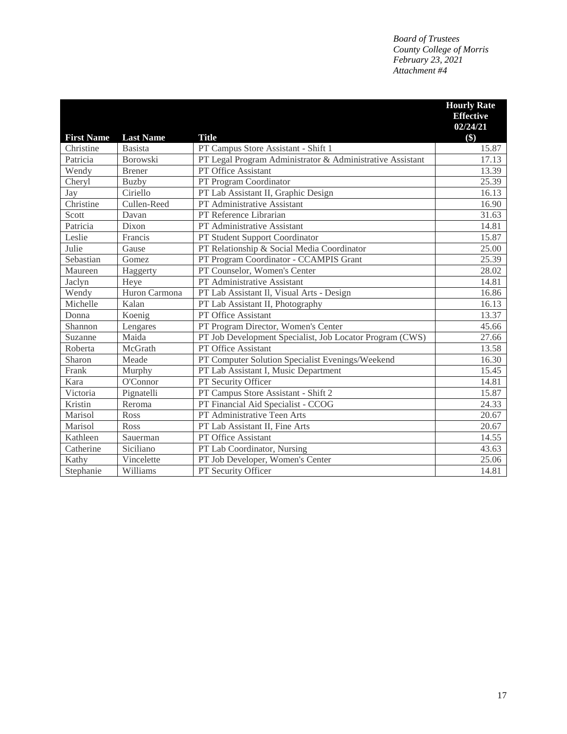*Board of Trustees*
*County College of Morris*
*February 23, 2021*
*Attachment #4*

| First Name | Last Name | Title | Hourly Rate Effective 02/24/21 ($) |
|---|---|---|---|
| Christine | Basista | PT Campus Store Assistant - Shift 1 | 15.87 |
| Patricia | Borowski | PT Legal Program Administrator & Administrative Assistant | 17.13 |
| Wendy | Brener | PT Office Assistant | 13.39 |
| Cheryl | Buzby | PT Program Coordinator | 25.39 |
| Jay | Ciriello | PT Lab Assistant II, Graphic Design | 16.13 |
| Christine | Cullen-Reed | PT Administrative Assistant | 16.90 |
| Scott | Davan | PT Reference Librarian | 31.63 |
| Patricia | Dixon | PT Administrative Assistant | 14.81 |
| Leslie | Francis | PT Student Support Coordinator | 15.87 |
| Julie | Gause | PT Relationship & Social Media Coordinator | 25.00 |
| Sebastian | Gomez | PT Program Coordinator - CCAMPIS Grant | 25.39 |
| Maureen | Haggerty | PT Counselor, Women's Center | 28.02 |
| Jaclyn | Heye | PT Administrative Assistant | 14.81 |
| Wendy | Huron Carmona | PT Lab Assistant Il, Visual Arts - Design | 16.86 |
| Michelle | Kalan | PT Lab Assistant II, Photography | 16.13 |
| Donna | Koenig | PT Office Assistant | 13.37 |
| Shannon | Lengares | PT Program Director, Women's Center | 45.66 |
| Suzanne | Maida | PT Job Development Specialist, Job Locator Program (CWS) | 27.66 |
| Roberta | McGrath | PT Office Assistant | 13.58 |
| Sharon | Meade | PT Computer Solution Specialist Evenings/Weekend | 16.30 |
| Frank | Murphy | PT Lab Assistant I, Music Department | 15.45 |
| Kara | O'Connor | PT Security Officer | 14.81 |
| Victoria | Pignatelli | PT Campus Store Assistant - Shift 2 | 15.87 |
| Kristin | Reroma | PT Financial Aid Specialist - CCOG | 24.33 |
| Marisol | Ross | PT Administrative Teen Arts | 20.67 |
| Marisol | Ross | PT Lab Assistant II, Fine Arts | 20.67 |
| Kathleen | Sauerman | PT Office Assistant | 14.55 |
| Catherine | Siciliano | PT Lab Coordinator, Nursing | 43.63 |
| Kathy | Vincelette | PT Job Developer, Women's Center | 25.06 |
| Stephanie | Williams | PT Security Officer | 14.81 |